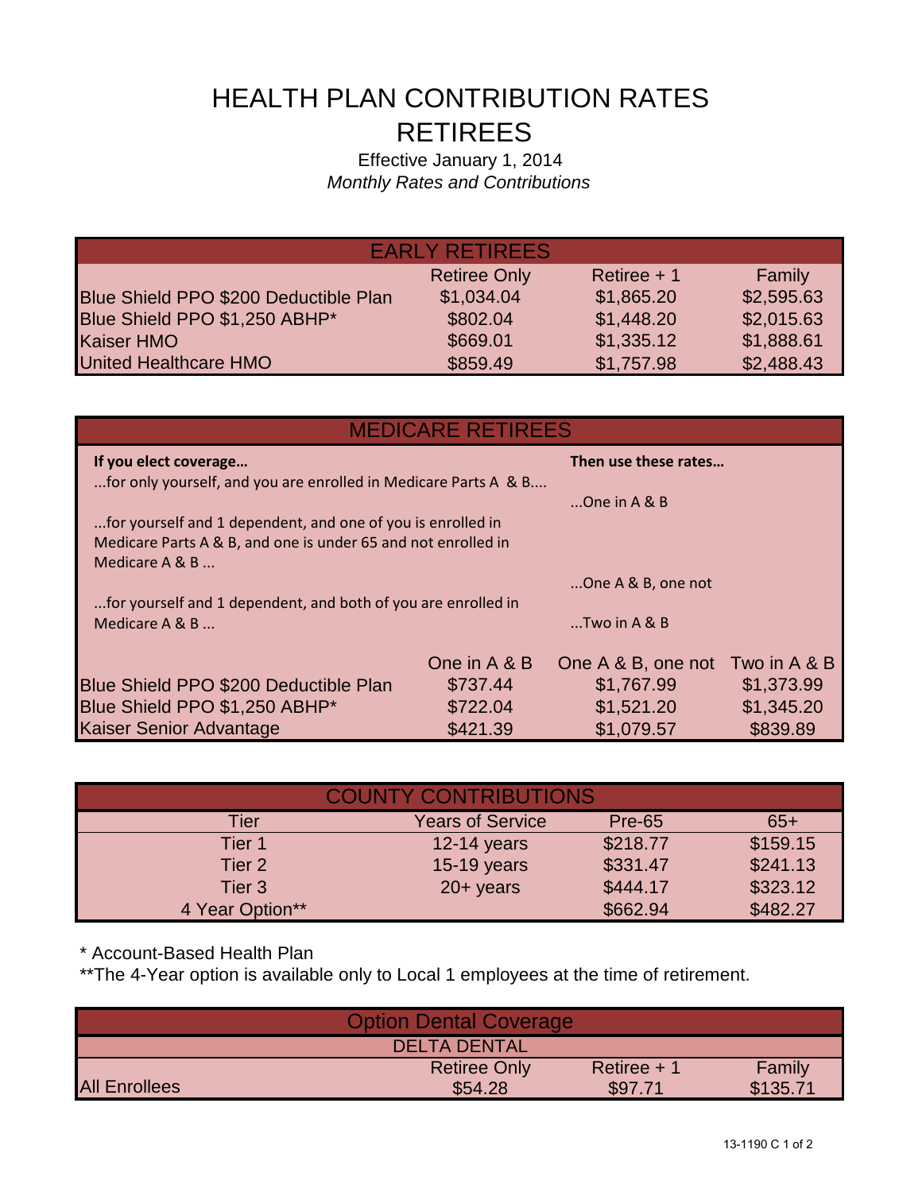# HEALTH PLAN CONTRIBUTION RATES
# RETIREES

Effective January 1, 2014

*Monthly Rates and Contributions*

| EARLY RETIREES | Retiree Only | Retiree + 1 | Family |
|---|---|---|---|
| Blue Shield PPO $200 Deductible Plan | $1,034.04 | $1,865.20 | $2,595.63 |
| Blue Shield PPO $1,250 ABHP* | $802.04 | $1,448.20 | $2,015.63 |
| Kaiser HMO | $669.01 | $1,335.12 | $1,888.61 |
| United Healthcare HMO | $859.49 | $1,757.98 | $2,488.43 |

## MEDICARE RETIREES

| If you elect coverage… | Then use these rates… |
|---|---|
| …for only yourself, and you are enrolled in Medicare Parts A & B…. | …One in A & B |
| …for yourself and 1 dependent, and one of you is enrolled in Medicare Parts A & B, and one is under 65 and not enrolled in Medicare A & B … | …One A & B, one not |
| …for yourself and 1 dependent, and both of you are enrolled in Medicare A & B … | …Two in A & B |

| | One in A & B | One A & B, one not | Two in A & B |
|---|---|---|---|
| Blue Shield PPO $200 Deductible Plan | $737.44 | $1,767.99 | $1,373.99 |
| Blue Shield PPO $1,250 ABHP* | $722.04 | $1,521.20 | $1,345.20 |
| Kaiser Senior Advantage | $421.39 | $1,079.57 | $839.89 |

## COUNTY CONTRIBUTIONS

| Tier | Years of Service | Pre-65 | 65+ |
|---|---|---|---|
| Tier 1 | 12-14 years | $218.77 | $159.15 |
| Tier 2 | 15-19 years | $331.47 | $241.13 |
| Tier 3 | 20+ years | $444.17 | $323.12 |
| 4 Year Option** | | $662.94 | $482.27 |

* Account-Based Health Plan

**The 4-Year option is available only to Local 1 employees at the time of retirement.

## Option Dental Coverage

### DELTA DENTAL

| | Retiree Only | Retiree + 1 | Family |
|---|---|---|---|
| All Enrollees | $54.28 | $97.71 | $135.71 |

13-1190 C 1 of 2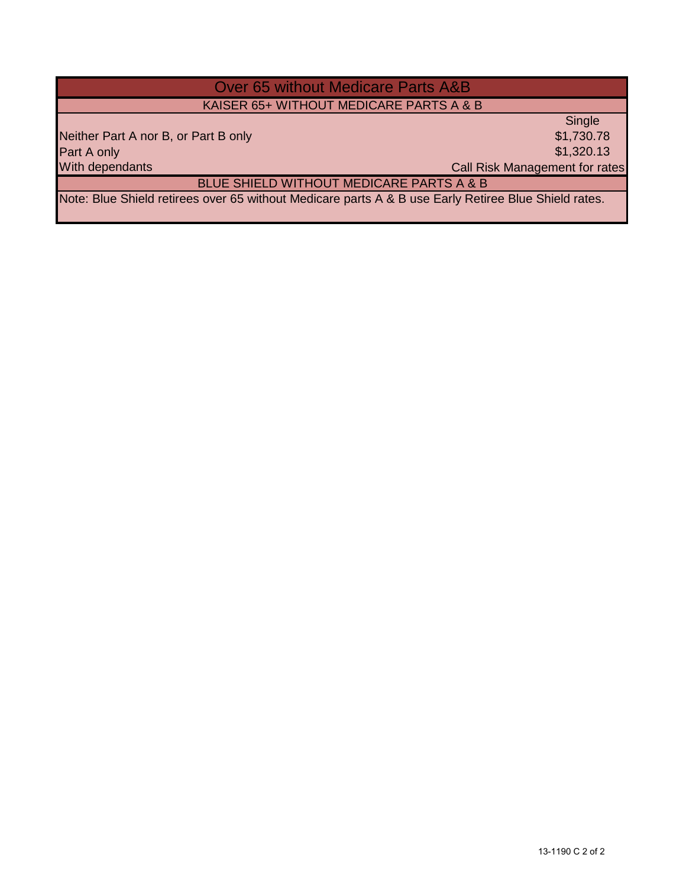| Over 65 without Medicare Parts A&B | |
|---|---|
| KAISER 65+ WITHOUT MEDICARE PARTS A & B | |
| | Single |
| Neither Part A nor B, or Part B only | $1,730.78 |
| Part A only | $1,320.13 |
| With dependants | Call Risk Management for rates |
| BLUE SHIELD WITHOUT MEDICARE PARTS A & B | |
| Note: Blue Shield retirees over 65 without Medicare parts A & B use Early Retiree Blue Shield rates. | |

13-1190 C